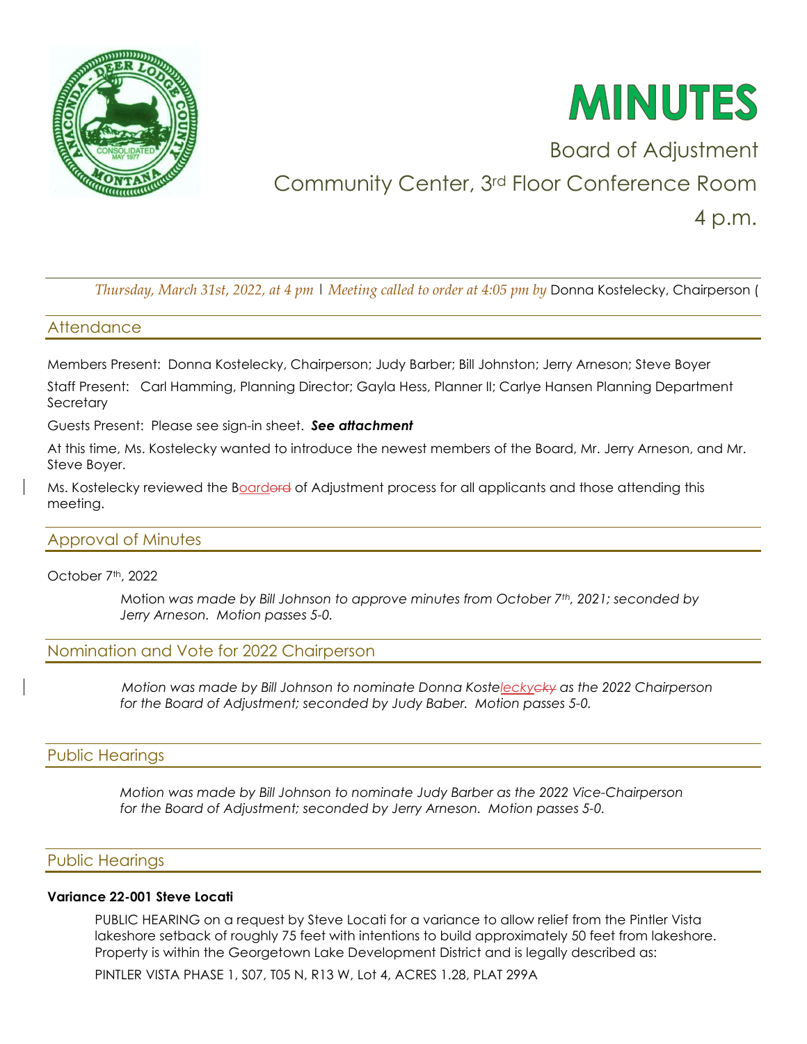# MINUTES

Board of Adjustment

Community Center, 3rd Floor Conference Room

4 p.m.

*Thursday, March 31st, 2022, at 4 pm* | *Meeting called to order at 4:05 pm by* Donna Kostelecky, Chairperson (

## Attendance

Members Present: Donna Kostelecky, Chairperson; Judy Barber; Bill Johnston; Jerry Arneson; Steve Boyer

Staff Present: Carl Hamming, Planning Director; Gayla Hess, Planner II; Carlye Hansen Planning Department Secretary

Guests Present: Please see sign-in sheet. ***See attachment***

At this time, Ms. Kostelecky wanted to introduce the newest members of the Board, Mr. Jerry Arneson, and Mr. Steve Boyer.

Ms. Kostelecky reviewed the Boardord of Adjustment process for all applicants and those attending this meeting.

## Approval of Minutes

October 7th, 2022

> *Motion was made by Bill Johnson to approve minutes from October 7th, 2021; seconded by Jerry Arneson. Motion passes 5-0.*

## Nomination and Vote for 2022 Chairperson

> *Motion was made by Bill Johnson to nominate Donna Kosteleckycky as the 2022 Chairperson for the Board of Adjustment; seconded by Judy Baber. Motion passes 5-0.*

## Public Hearings

> *Motion was made by Bill Johnson to nominate Judy Barber as the 2022 Vice-Chairperson for the Board of Adjustment; seconded by Jerry Arneson. Motion passes 5-0.*

## Public Hearings

**Variance 22-001 Steve Locati**

PUBLIC HEARING on a request by Steve Locati for a variance to allow relief from the Pintler Vista lakeshore setback of roughly 75 feet with intentions to build approximately 50 feet from lakeshore. Property is within the Georgetown Lake Development District and is legally described as:

PINTLER VISTA PHASE 1, S07, T05 N, R13 W, Lot 4, ACRES 1.28, PLAT 299A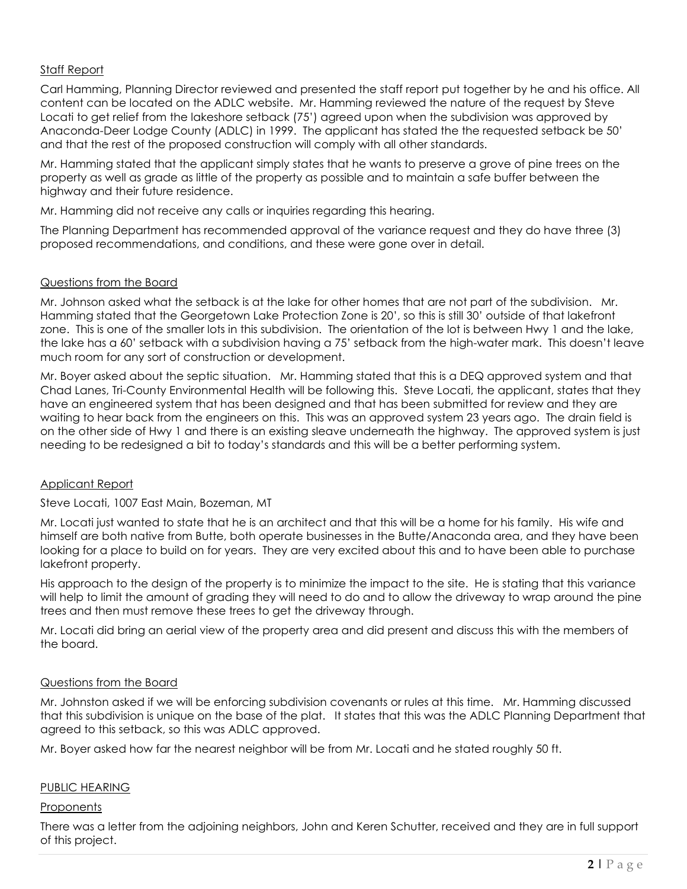Staff Report

Carl Hamming, Planning Director reviewed and presented the staff report put together by he and his office. All content can be located on the ADLC website. Mr. Hamming reviewed the nature of the request by Steve Locati to get relief from the lakeshore setback (75') agreed upon when the subdivision was approved by Anaconda-Deer Lodge County (ADLC) in 1999. The applicant has stated the the requested setback be 50' and that the rest of the proposed construction will comply with all other standards.

Mr. Hamming stated that the applicant simply states that he wants to preserve a grove of pine trees on the property as well as grade as little of the property as possible and to maintain a safe buffer between the highway and their future residence.

Mr. Hamming did not receive any calls or inquiries regarding this hearing.

The Planning Department has recommended approval of the variance request and they do have three (3) proposed recommendations, and conditions, and these were gone over in detail.

Questions from the Board

Mr. Johnson asked what the setback is at the lake for other homes that are not part of the subdivision. Mr. Hamming stated that the Georgetown Lake Protection Zone is 20', so this is still 30' outside of that lakefront zone. This is one of the smaller lots in this subdivision. The orientation of the lot is between Hwy 1 and the lake, the lake has a 60' setback with a subdivision having a 75' setback from the high-water mark. This doesn't leave much room for any sort of construction or development.

Mr. Boyer asked about the septic situation. Mr. Hamming stated that this is a DEQ approved system and that Chad Lanes, Tri-County Environmental Health will be following this. Steve Locati, the applicant, states that they have an engineered system that has been designed and that has been submitted for review and they are waiting to hear back from the engineers on this. This was an approved system 23 years ago. The drain field is on the other side of Hwy 1 and there is an existing sleave underneath the highway. The approved system is just needing to be redesigned a bit to today's standards and this will be a better performing system.

Applicant Report

Steve Locati, 1007 East Main, Bozeman, MT

Mr. Locati just wanted to state that he is an architect and that this will be a home for his family. His wife and himself are both native from Butte, both operate businesses in the Butte/Anaconda area, and they have been looking for a place to build on for years. They are very excited about this and to have been able to purchase lakefront property.

His approach to the design of the property is to minimize the impact to the site. He is stating that this variance will help to limit the amount of grading they will need to do and to allow the driveway to wrap around the pine trees and then must remove these trees to get the driveway through.

Mr. Locati did bring an aerial view of the property area and did present and discuss this with the members of the board.

Questions from the Board

Mr. Johnston asked if we will be enforcing subdivision covenants or rules at this time. Mr. Hamming discussed that this subdivision is unique on the base of the plat. It states that this was the ADLC Planning Department that agreed to this setback, so this was ADLC approved.

Mr. Boyer asked how far the nearest neighbor will be from Mr. Locati and he stated roughly 50 ft.

PUBLIC HEARING

Proponents

There was a letter from the adjoining neighbors, John and Keren Schutter, received and they are in full support of this project.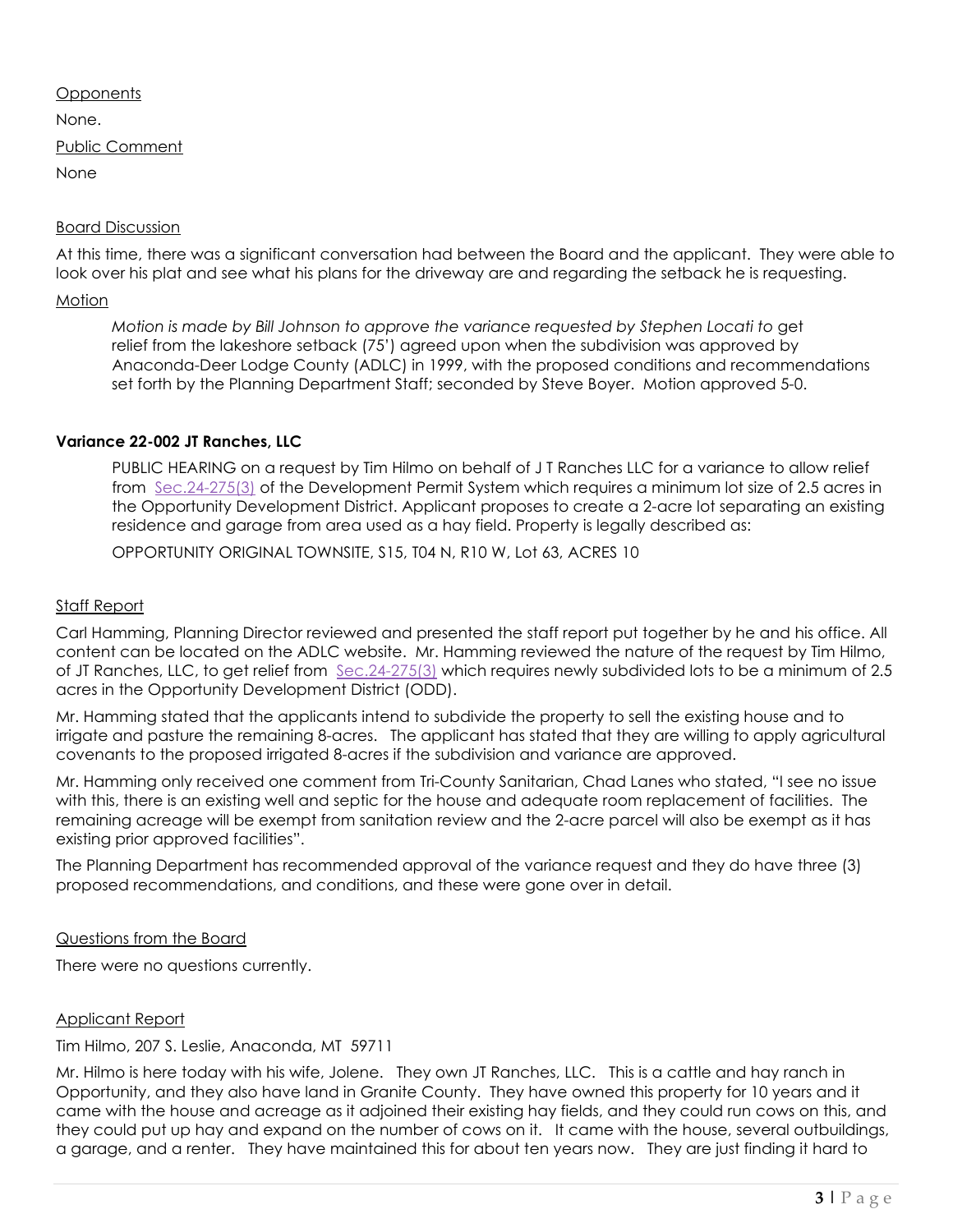Opponents

None.

Public Comment

None

Board Discussion

At this time, there was a significant conversation had between the Board and the applicant. They were able to look over his plat and see what his plans for the driveway are and regarding the setback he is requesting.

Motion

> *Motion is made by Bill Johnson to approve the variance requested by Stephen Locati to* get relief from the lakeshore setback (75') agreed upon when the subdivision was approved by Anaconda-Deer Lodge County (ADLC) in 1999, with the proposed conditions and recommendations set forth by the Planning Department Staff; seconded by Steve Boyer. Motion approved 5-0.

**Variance 22-002 JT Ranches, LLC**

> PUBLIC HEARING on a request by Tim Hilmo on behalf of J T Ranches LLC for a variance to allow relief from Sec.24-275(3) of the Development Permit System which requires a minimum lot size of 2.5 acres in the Opportunity Development District. Applicant proposes to create a 2-acre lot separating an existing residence and garage from area used as a hay field. Property is legally described as:
>
> OPPORTUNITY ORIGINAL TOWNSITE, S15, T04 N, R10 W, Lot 63, ACRES 10

Staff Report

Carl Hamming, Planning Director reviewed and presented the staff report put together by he and his office. All content can be located on the ADLC website. Mr. Hamming reviewed the nature of the request by Tim Hilmo, of JT Ranches, LLC, to get relief from Sec.24-275(3) which requires newly subdivided lots to be a minimum of 2.5 acres in the Opportunity Development District (ODD).

Mr. Hamming stated that the applicants intend to subdivide the property to sell the existing house and to irrigate and pasture the remaining 8-acres. The applicant has stated that they are willing to apply agricultural covenants to the proposed irrigated 8-acres if the subdivision and variance are approved.

Mr. Hamming only received one comment from Tri-County Sanitarian, Chad Lanes who stated, "I see no issue with this, there is an existing well and septic for the house and adequate room replacement of facilities. The remaining acreage will be exempt from sanitation review and the 2-acre parcel will also be exempt as it has existing prior approved facilities".

The Planning Department has recommended approval of the variance request and they do have three (3) proposed recommendations, and conditions, and these were gone over in detail.

Questions from the Board

There were no questions currently.

Applicant Report

Tim Hilmo, 207 S. Leslie, Anaconda, MT 59711

Mr. Hilmo is here today with his wife, Jolene. They own JT Ranches, LLC. This is a cattle and hay ranch in Opportunity, and they also have land in Granite County. They have owned this property for 10 years and it came with the house and acreage as it adjoined their existing hay fields, and they could run cows on this, and they could put up hay and expand on the number of cows on it. It came with the house, several outbuildings, a garage, and a renter. They have maintained this for about ten years now. They are just finding it hard to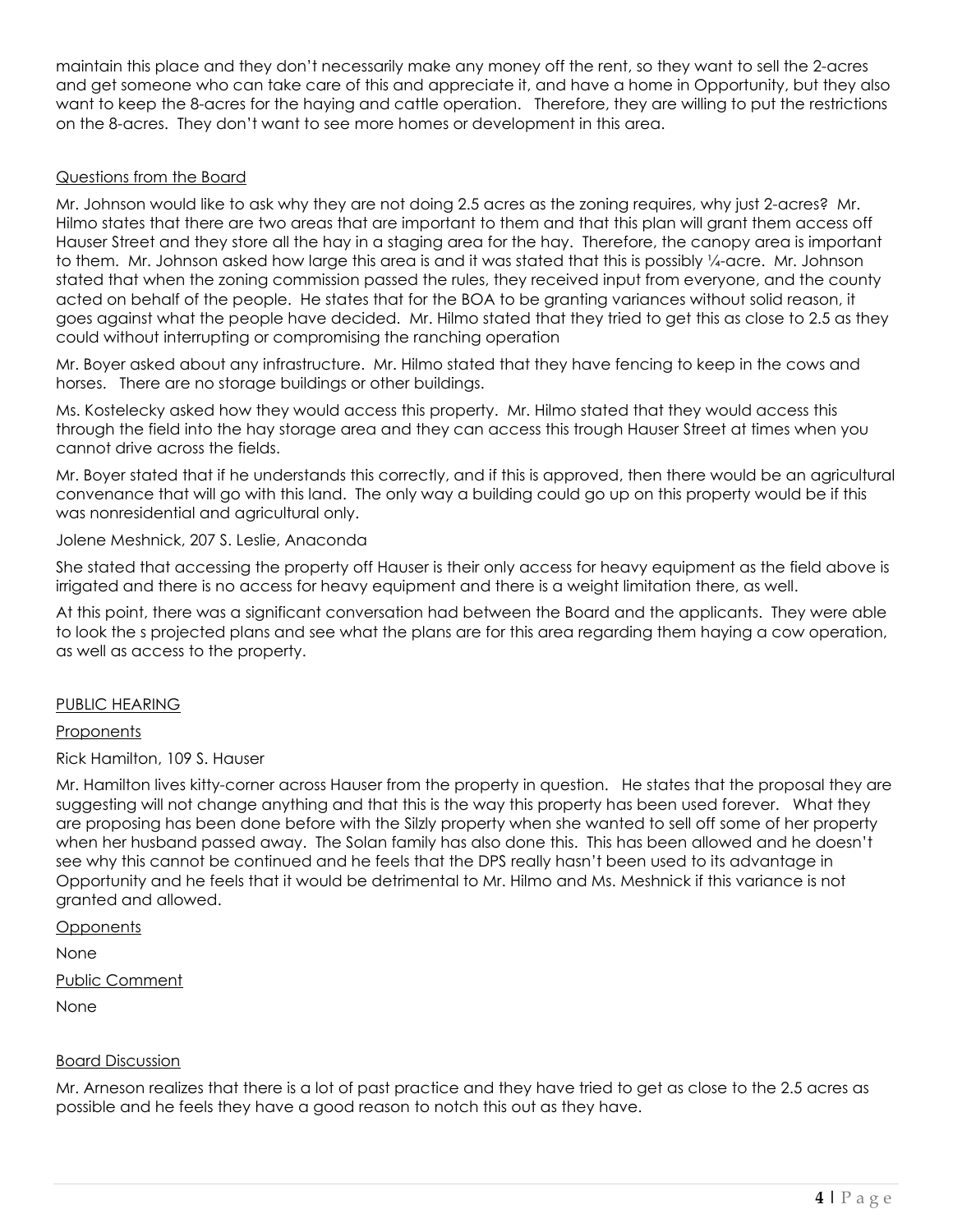maintain this place and they don't necessarily make any money off the rent, so they want to sell the 2-acres and get someone who can take care of this and appreciate it, and have a home in Opportunity, but they also want to keep the 8-acres for the haying and cattle operation. Therefore, they are willing to put the restrictions on the 8-acres. They don't want to see more homes or development in this area.

Questions from the Board

Mr. Johnson would like to ask why they are not doing 2.5 acres as the zoning requires, why just 2-acres? Mr. Hilmo states that there are two areas that are important to them and that this plan will grant them access off Hauser Street and they store all the hay in a staging area for the hay. Therefore, the canopy area is important to them. Mr. Johnson asked how large this area is and it was stated that this is possibly ¼-acre. Mr. Johnson stated that when the zoning commission passed the rules, they received input from everyone, and the county acted on behalf of the people. He states that for the BOA to be granting variances without solid reason, it goes against what the people have decided. Mr. Hilmo stated that they tried to get this as close to 2.5 as they could without interrupting or compromising the ranching operation

Mr. Boyer asked about any infrastructure. Mr. Hilmo stated that they have fencing to keep in the cows and horses. There are no storage buildings or other buildings.

Ms. Kostelecky asked how they would access this property. Mr. Hilmo stated that they would access this through the field into the hay storage area and they can access this trough Hauser Street at times when you cannot drive across the fields.

Mr. Boyer stated that if he understands this correctly, and if this is approved, then there would be an agricultural convenance that will go with this land. The only way a building could go up on this property would be if this was nonresidential and agricultural only.

Jolene Meshnick, 207 S. Leslie, Anaconda

She stated that accessing the property off Hauser is their only access for heavy equipment as the field above is irrigated and there is no access for heavy equipment and there is a weight limitation there, as well.

At this point, there was a significant conversation had between the Board and the applicants. They were able to look the s projected plans and see what the plans are for this area regarding them haying a cow operation, as well as access to the property.

PUBLIC HEARING

Proponents

Rick Hamilton, 109 S. Hauser

Mr. Hamilton lives kitty-corner across Hauser from the property in question. He states that the proposal they are suggesting will not change anything and that this is the way this property has been used forever. What they are proposing has been done before with the Silzly property when she wanted to sell off some of her property when her husband passed away. The Solan family has also done this. This has been allowed and he doesn't see why this cannot be continued and he feels that the DPS really hasn't been used to its advantage in Opportunity and he feels that it would be detrimental to Mr. Hilmo and Ms. Meshnick if this variance is not granted and allowed.

Opponents

None

Public Comment

None

Board Discussion

Mr. Arneson realizes that there is a lot of past practice and they have tried to get as close to the 2.5 acres as possible and he feels they have a good reason to notch this out as they have.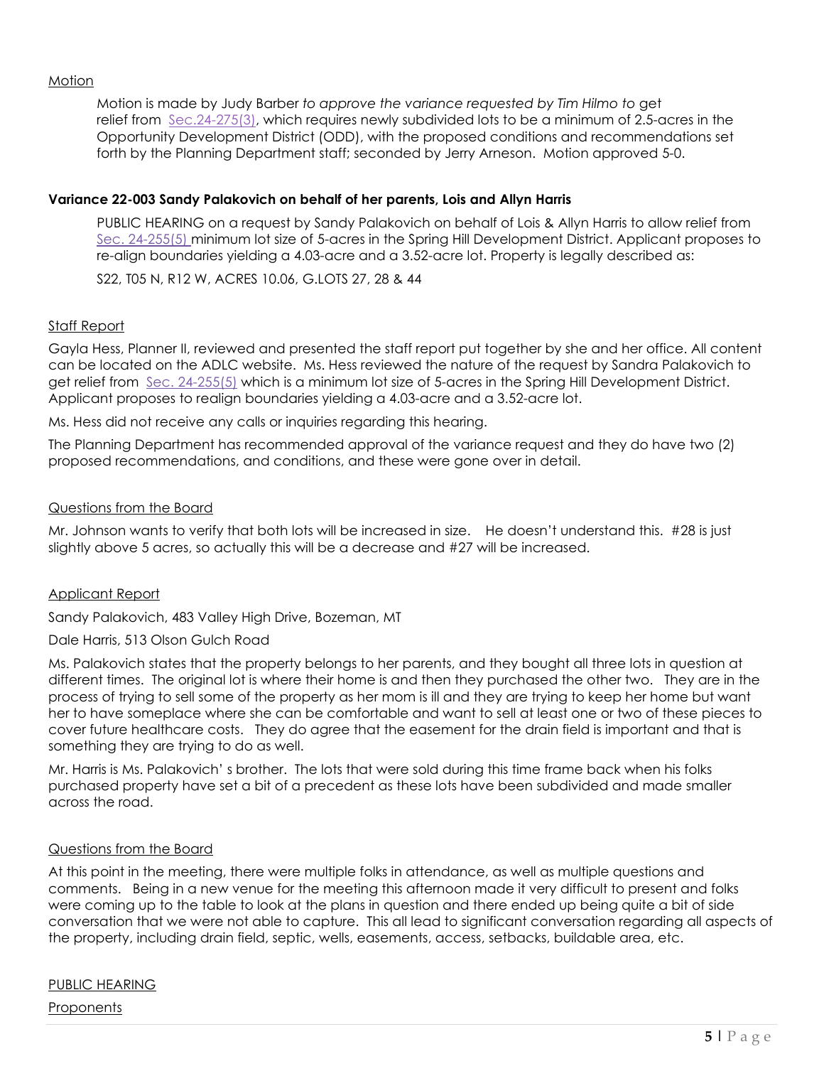Motion

Motion is made by Judy Barber *to approve the variance requested by Tim Hilmo to* get relief from Sec.24-275(3), which requires newly subdivided lots to be a minimum of 2.5-acres in the Opportunity Development District (ODD), with the proposed conditions and recommendations set forth by the Planning Department staff; seconded by Jerry Arneson. Motion approved 5-0.

**Variance 22-003 Sandy Palakovich on behalf of her parents, Lois and Allyn Harris**

PUBLIC HEARING on a request by Sandy Palakovich on behalf of Lois & Allyn Harris to allow relief from Sec. 24-255(5) minimum lot size of 5-acres in the Spring Hill Development District. Applicant proposes to re-align boundaries yielding a 4.03-acre and a 3.52-acre lot. Property is legally described as:

S22, T05 N, R12 W, ACRES 10.06, G.LOTS 27, 28 & 44

Staff Report

Gayla Hess, Planner II, reviewed and presented the staff report put together by she and her office. All content can be located on the ADLC website. Ms. Hess reviewed the nature of the request by Sandra Palakovich to get relief from Sec. 24-255(5) which is a minimum lot size of 5-acres in the Spring Hill Development District. Applicant proposes to realign boundaries yielding a 4.03-acre and a 3.52-acre lot.

Ms. Hess did not receive any calls or inquiries regarding this hearing.

The Planning Department has recommended approval of the variance request and they do have two (2) proposed recommendations, and conditions, and these were gone over in detail.

Questions from the Board

Mr. Johnson wants to verify that both lots will be increased in size. He doesn't understand this. #28 is just slightly above 5 acres, so actually this will be a decrease and #27 will be increased.

Applicant Report

Sandy Palakovich, 483 Valley High Drive, Bozeman, MT

Dale Harris, 513 Olson Gulch Road

Ms. Palakovich states that the property belongs to her parents, and they bought all three lots in question at different times. The original lot is where their home is and then they purchased the other two. They are in the process of trying to sell some of the property as her mom is ill and they are trying to keep her home but want her to have someplace where she can be comfortable and want to sell at least one or two of these pieces to cover future healthcare costs. They do agree that the easement for the drain field is important and that is something they are trying to do as well.

Mr. Harris is Ms. Palakovich' s brother. The lots that were sold during this time frame back when his folks purchased property have set a bit of a precedent as these lots have been subdivided and made smaller across the road.

Questions from the Board

At this point in the meeting, there were multiple folks in attendance, as well as multiple questions and comments. Being in a new venue for the meeting this afternoon made it very difficult to present and folks were coming up to the table to look at the plans in question and there ended up being quite a bit of side conversation that we were not able to capture. This all lead to significant conversation regarding all aspects of the property, including drain field, septic, wells, easements, access, setbacks, buildable area, etc.

PUBLIC HEARING

Proponents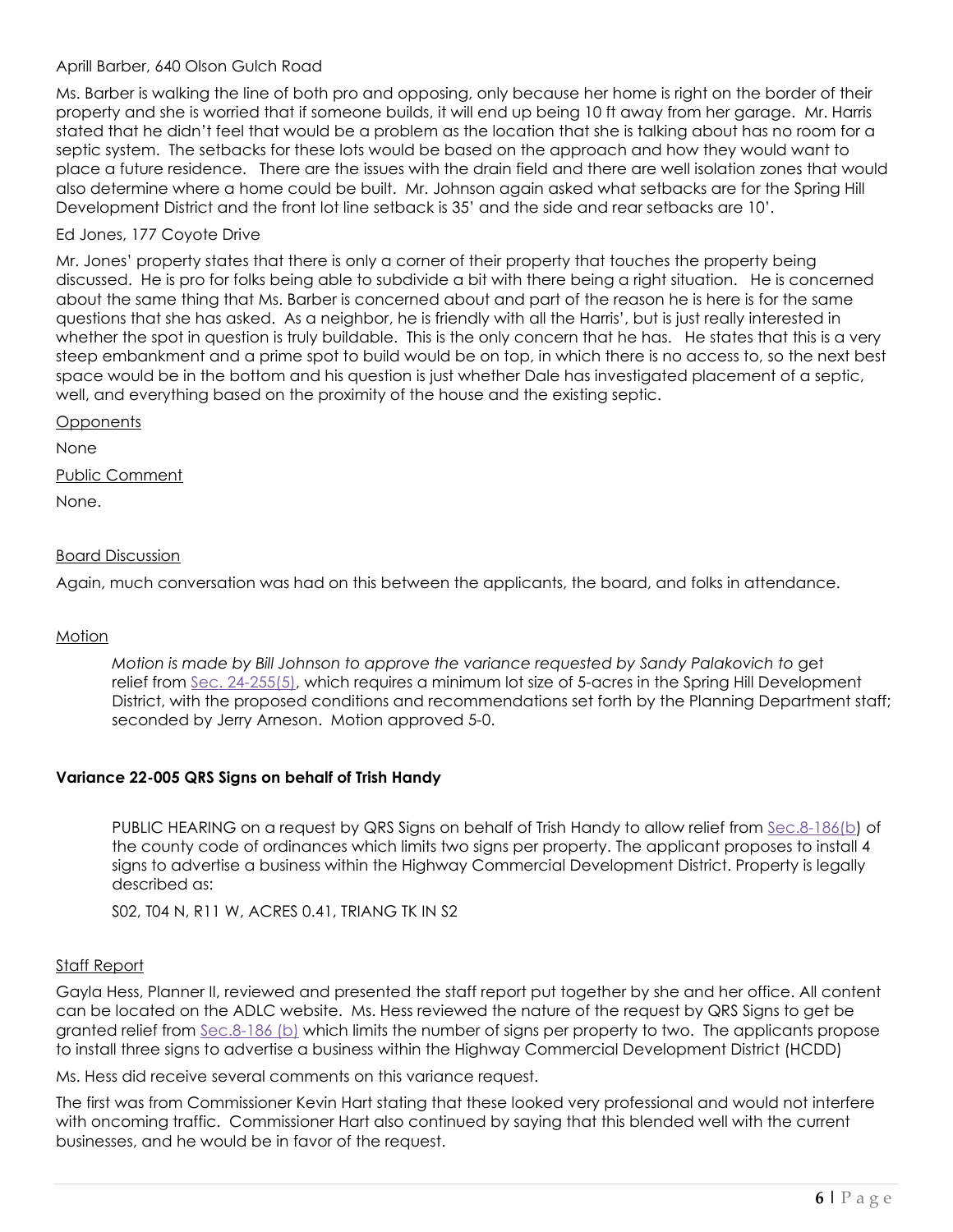Aprill Barber, 640 Olson Gulch Road

Ms. Barber is walking the line of both pro and opposing, only because her home is right on the border of their property and she is worried that if someone builds, it will end up being 10 ft away from her garage. Mr. Harris stated that he didn't feel that would be a problem as the location that she is talking about has no room for a septic system. The setbacks for these lots would be based on the approach and how they would want to place a future residence. There are the issues with the drain field and there are well isolation zones that would also determine where a home could be built. Mr. Johnson again asked what setbacks are for the Spring Hill Development District and the front lot line setback is 35' and the side and rear setbacks are 10'.

Ed Jones, 177 Coyote Drive

Mr. Jones' property states that there is only a corner of their property that touches the property being discussed. He is pro for folks being able to subdivide a bit with there being a right situation. He is concerned about the same thing that Ms. Barber is concerned about and part of the reason he is here is for the same questions that she has asked. As a neighbor, he is friendly with all the Harris', but is just really interested in whether the spot in question is truly buildable. This is the only concern that he has. He states that this is a very steep embankment and a prime spot to build would be on top, in which there is no access to, so the next best space would be in the bottom and his question is just whether Dale has investigated placement of a septic, well, and everything based on the proximity of the house and the existing septic.

Opponents

None

Public Comment

None.

Board Discussion

Again, much conversation was had on this between the applicants, the board, and folks in attendance.

Motion

> *Motion is made by Bill Johnson to approve the variance requested by Sandy Palakovich to* get relief from Sec. 24-255(5), which requires a minimum lot size of 5-acres in the Spring Hill Development District, with the proposed conditions and recommendations set forth by the Planning Department staff; seconded by Jerry Arneson. Motion approved 5-0.

**Variance 22-005 QRS Signs on behalf of Trish Handy**

> PUBLIC HEARING on a request by QRS Signs on behalf of Trish Handy to allow relief from Sec.8-186(b) of the county code of ordinances which limits two signs per property. The applicant proposes to install 4 signs to advertise a business within the Highway Commercial Development District. Property is legally described as:
>
> S02, T04 N, R11 W, ACRES 0.41, TRIANG TK IN S2

Staff Report

Gayla Hess, Planner II, reviewed and presented the staff report put together by she and her office. All content can be located on the ADLC website. Ms. Hess reviewed the nature of the request by QRS Signs to get be granted relief from Sec.8-186 (b) which limits the number of signs per property to two. The applicants propose to install three signs to advertise a business within the Highway Commercial Development District (HCDD)

Ms. Hess did receive several comments on this variance request.

The first was from Commissioner Kevin Hart stating that these looked very professional and would not interfere with oncoming traffic. Commissioner Hart also continued by saying that this blended well with the current businesses, and he would be in favor of the request.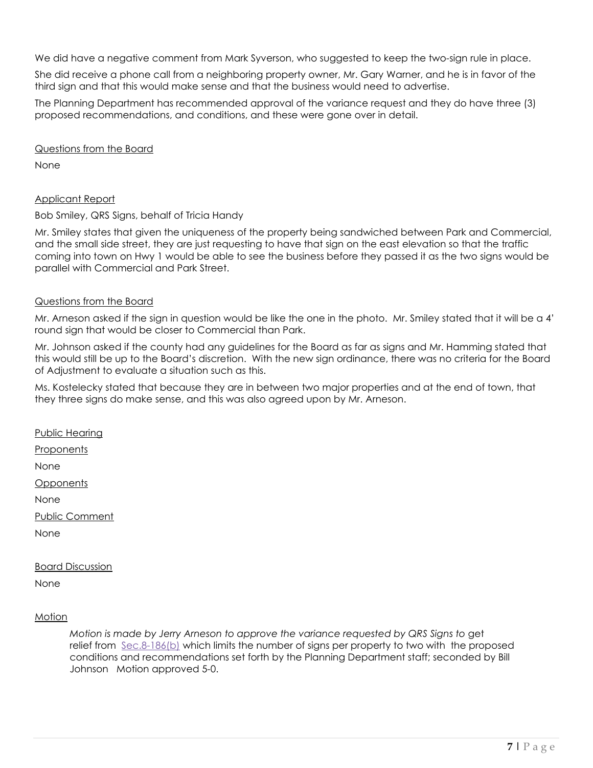We did have a negative comment from Mark Syverson, who suggested to keep the two-sign rule in place.

She did receive a phone call from a neighboring property owner, Mr. Gary Warner, and he is in favor of the third sign and that this would make sense and that the business would need to advertise.

The Planning Department has recommended approval of the variance request and they do have three (3) proposed recommendations, and conditions, and these were gone over in detail.

<u>Questions from the Board</u>

None

<u>Applicant Report</u>

Bob Smiley, QRS Signs, behalf of Tricia Handy

Mr. Smiley states that given the uniqueness of the property being sandwiched between Park and Commercial, and the small side street, they are just requesting to have that sign on the east elevation so that the traffic coming into town on Hwy 1 would be able to see the business before they passed it as the two signs would be parallel with Commercial and Park Street.

<u>Questions from the Board</u>

Mr. Arneson asked if the sign in question would be like the one in the photo. Mr. Smiley stated that it will be a 4' round sign that would be closer to Commercial than Park.

Mr. Johnson asked if the county had any guidelines for the Board as far as signs and Mr. Hamming stated that this would still be up to the Board's discretion. With the new sign ordinance, there was no criteria for the Board of Adjustment to evaluate a situation such as this.

Ms. Kostelecky stated that because they are in between two major properties and at the end of town, that they three signs do make sense, and this was also agreed upon by Mr. Arneson.

<u>Public Hearing</u>

<u>Proponents</u>

None

<u>Opponents</u>

None

<u>Public Comment</u>

None

<u>Board Discussion</u>

None

<u>Motion</u>

> *Motion is made by Jerry Arneson to approve the variance requested by QRS Signs to* get relief from Sec.8-186(b) which limits the number of signs per property to two with the proposed conditions and recommendations set forth by the Planning Department staff; seconded by Bill Johnson Motion approved 5-0.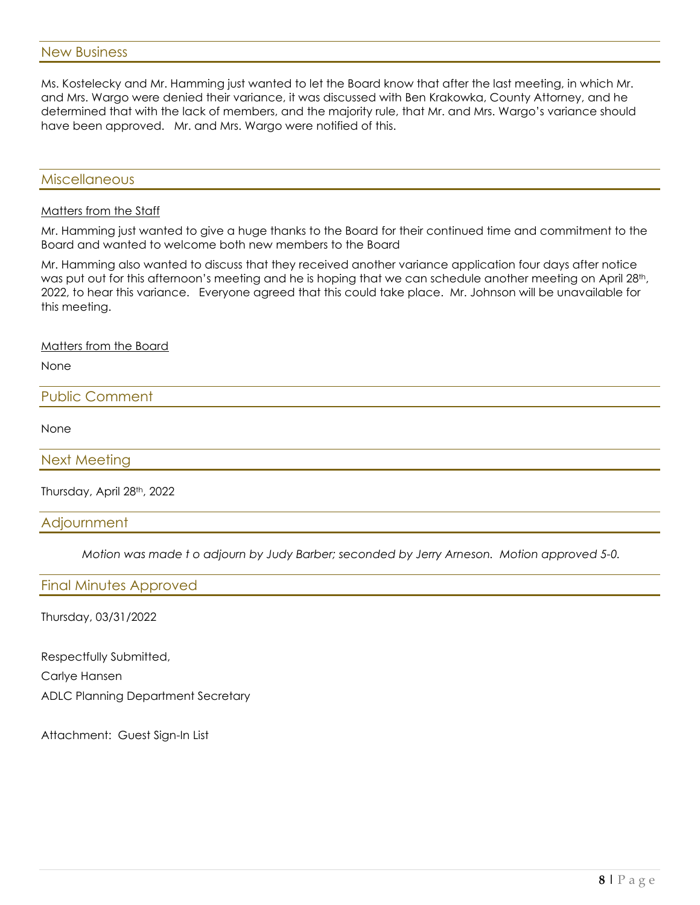## New Business

Ms. Kostelecky and Mr. Hamming just wanted to let the Board know that after the last meeting, in which Mr. and Mrs. Wargo were denied their variance, it was discussed with Ben Krakowka, County Attorney, and he determined that with the lack of members, and the majority rule, that Mr. and Mrs. Wargo's variance should have been approved. Mr. and Mrs. Wargo were notified of this.

## Miscellaneous

Matters from the Staff

Mr. Hamming just wanted to give a huge thanks to the Board for their continued time and commitment to the Board and wanted to welcome both new members to the Board

Mr. Hamming also wanted to discuss that they received another variance application four days after notice was put out for this afternoon's meeting and he is hoping that we can schedule another meeting on April 28th, 2022, to hear this variance. Everyone agreed that this could take place. Mr. Johnson will be unavailable for this meeting.

Matters from the Board

None

## Public Comment

None

## Next Meeting

Thursday, April 28th, 2022

## Adjournment

*Motion was made t o adjourn by Judy Barber; seconded by Jerry Arneson. Motion approved 5-0.*

## Final Minutes Approved

Thursday, 03/31/2022

Respectfully Submitted,

Carlye Hansen

ADLC Planning Department Secretary

Attachment: Guest Sign-In List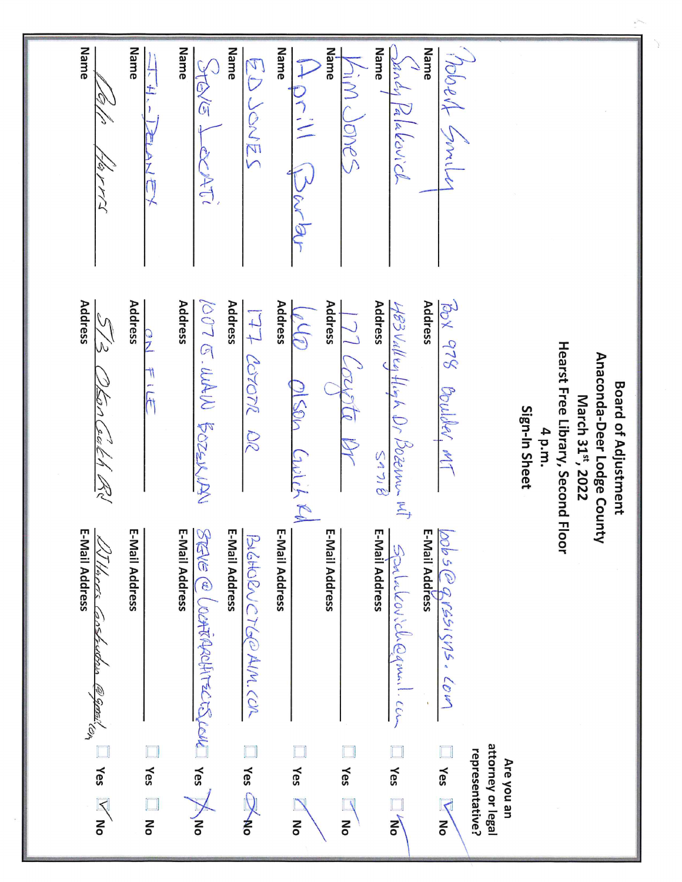# Board of Adjustment
## Anaconda-Deer Lodge County
## March 31st, 2022
## Hearst Free Library, Second Floor
## 4 p.m.
## Sign-In Sheet

| Name | Address | E-Mail Address | Are you an attorney or legal representative? |
|---|---|---|---|
| Robert Smiley | Box 978 Boulder, MT | bobs@gressigns.com | No |
| Sandy Palakovich | 483 Valley High Dr Bozeman MT 59718 | spalakovich@gmail.com | No |
| Kim Jones | 177 Coyote Dr | | No |
| April Barber | 660 Olson Gulch Rd | | No |
| ED JONES | 177 COYOTE DR | BIGHORNCTG@AIM.COM | No |
| STEVE LOCATI | 1007 E. MAIN BOZEMAN | STEVE@LOCATIARCHITECTS.COM | No |
| T.H. DELANEY | ON FILE | | |
| Dale Harris | 573 Olson Gulch Rd | DJHarris Construction@gmail.com | No |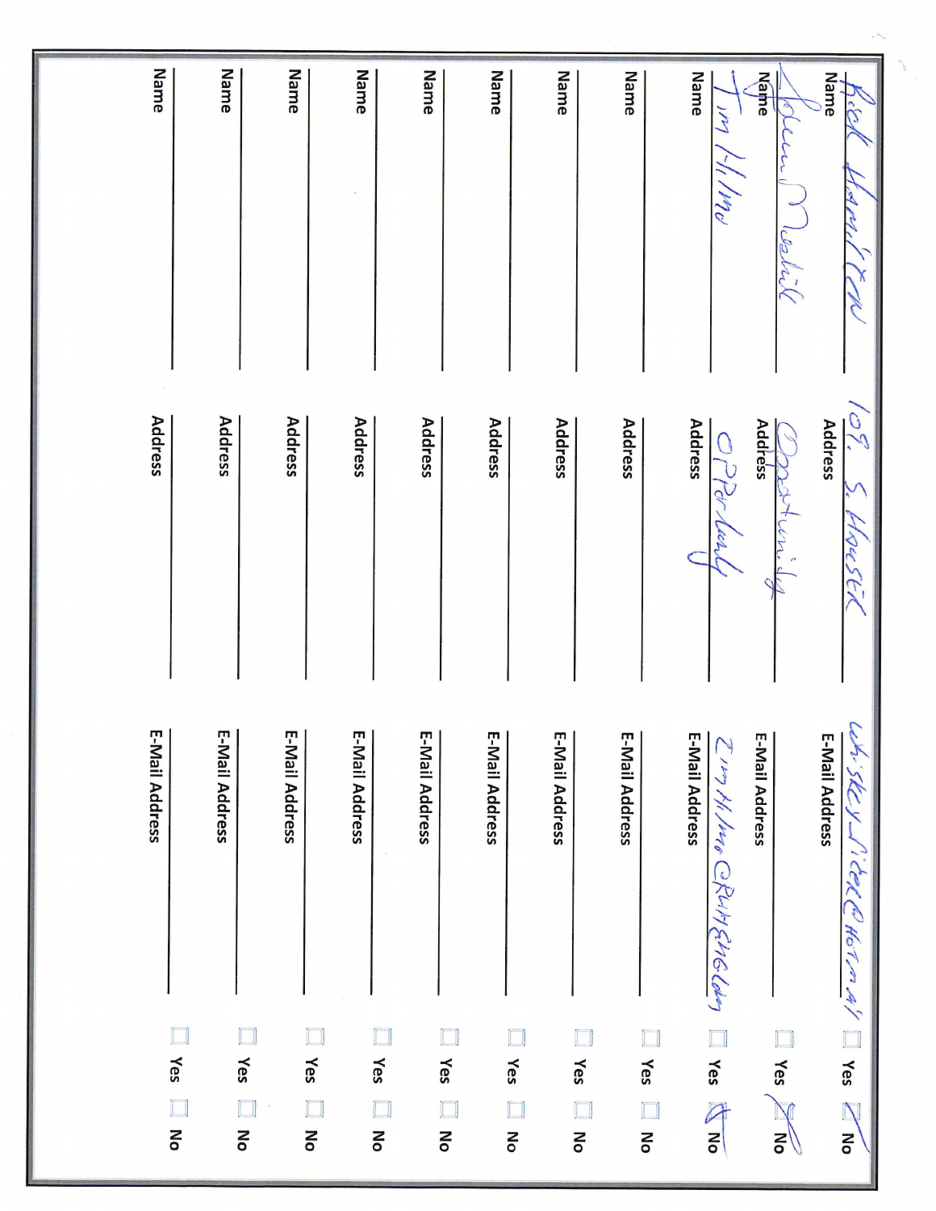| Name | Address | E-Mail Address | Yes | No |
| --- | --- | --- | --- | --- |
| Rick Hamilton | 107 S. Hoestik | whiskeyriter@hotmail | ☐ | ☒ |
| Joann Moshik | Opportunity | | ☐ | ☒ |
| Tim Hilmo | Opportunity | TimHilmo@RuHEngLaw | ☐ | ☒ |
| | | | ☐ | ☐ |
| | | | ☐ | ☐ |
| | | | ☐ | ☐ |
| | | | ☐ | ☐ |
| | | | ☐ | ☐ |
| | | | ☐ | ☐ |
| | | | ☐ | ☐ |
| | | | ☐ | ☐ |